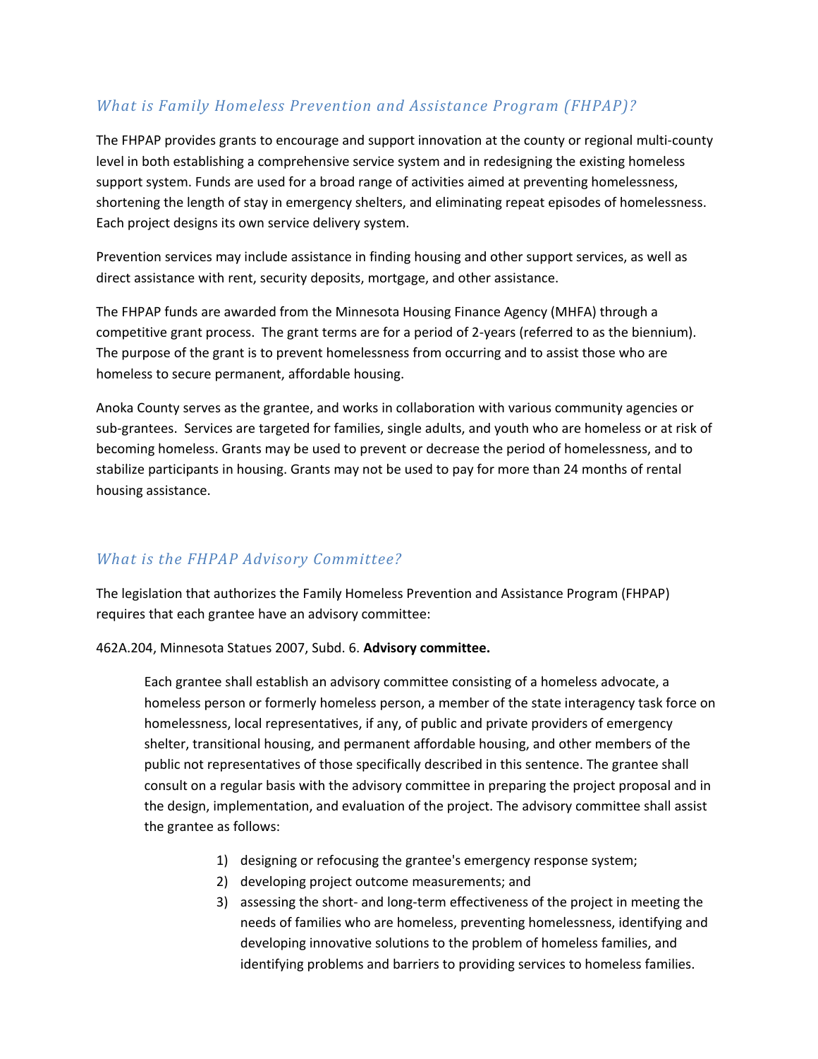## *What is Family Homeless Prevention and Assistance Program (FHPAP)?*

The FHPAP provides grants to encourage and support innovation at the county or regional multi-county level in both establishing a comprehensive service system and in redesigning the existing homeless support system. Funds are used for a broad range of activities aimed at preventing homelessness, shortening the length of stay in emergency shelters, and eliminating repeat episodes of homelessness. Each project designs its own service delivery system.

Prevention services may include assistance in finding housing and other support services, as well as direct assistance with rent, security deposits, mortgage, and other assistance.

The FHPAP funds are awarded from the Minnesota Housing Finance Agency (MHFA) through a competitive grant process. The grant terms are for a period of 2-years (referred to as the biennium). The purpose of the grant is to prevent homelessness from occurring and to assist those who are homeless to secure permanent, affordable housing.

Anoka County serves as the grantee, and works in collaboration with various community agencies or sub-grantees. Services are targeted for families, single adults, and youth who are homeless or at risk of becoming homeless. Grants may be used to prevent or decrease the period of homelessness, and to stabilize participants in housing. Grants may not be used to pay for more than 24 months of rental housing assistance.

## *What is the FHPAP Advisory Committee?*

The legislation that authorizes the Family Homeless Prevention and Assistance Program (FHPAP) requires that each grantee have an advisory committee:

462A.204, Minnesota Statues 2007, Subd. 6. **Advisory committee.**

> Each grantee shall establish an advisory committee consisting of a homeless advocate, a homeless person or formerly homeless person, a member of the state interagency task force on homelessness, local representatives, if any, of public and private providers of emergency shelter, transitional housing, and permanent affordable housing, and other members of the public not representatives of those specifically described in this sentence. The grantee shall consult on a regular basis with the advisory committee in preparing the project proposal and in the design, implementation, and evaluation of the project. The advisory committee shall assist the grantee as follows:
>
> 1) designing or refocusing the grantee's emergency response system;
> 2) developing project outcome measurements; and
> 3) assessing the short- and long-term effectiveness of the project in meeting the needs of families who are homeless, preventing homelessness, identifying and developing innovative solutions to the problem of homeless families, and identifying problems and barriers to providing services to homeless families.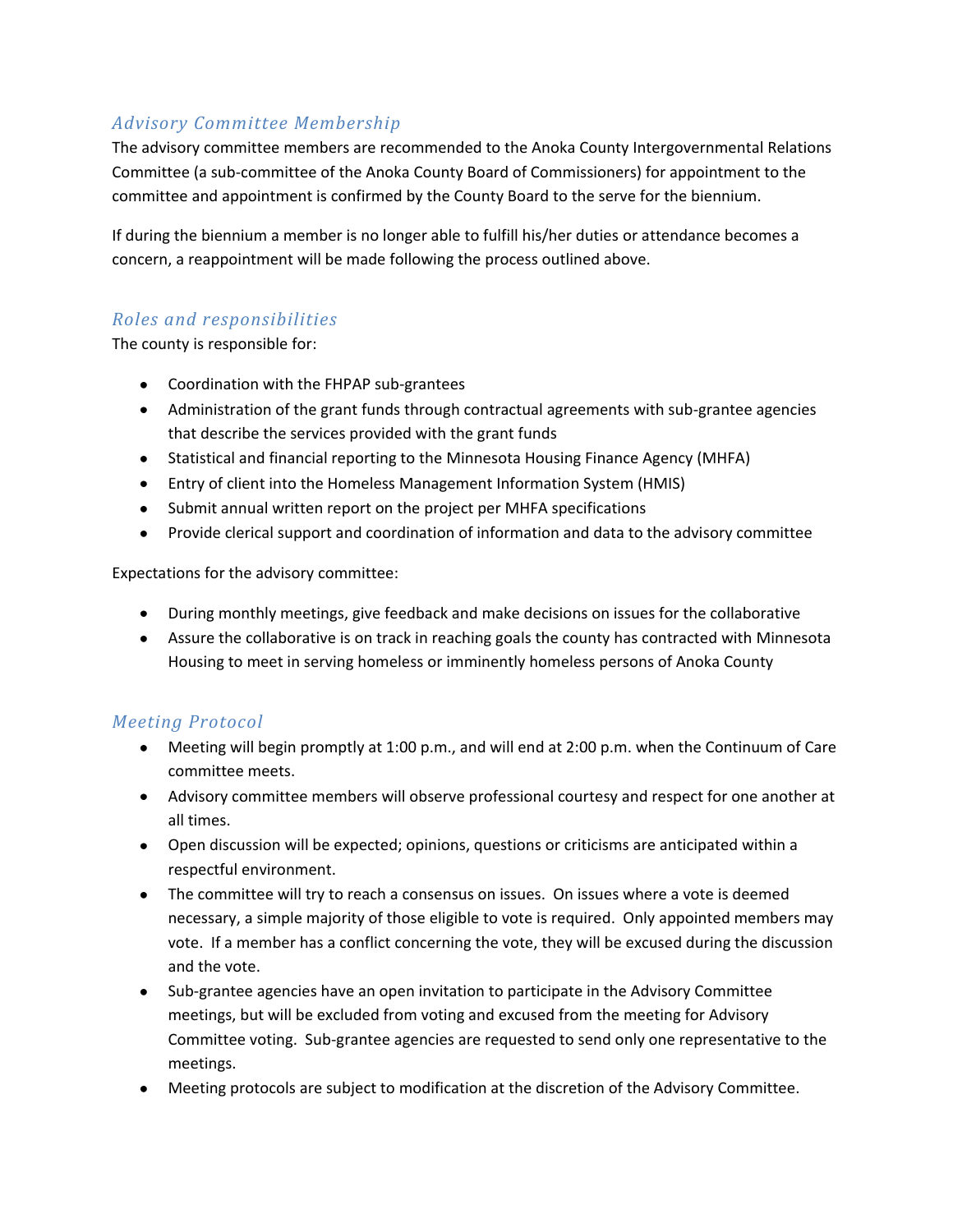## *Advisory Committee Membership*

The advisory committee members are recommended to the Anoka County Intergovernmental Relations Committee (a sub-committee of the Anoka County Board of Commissioners) for appointment to the committee and appointment is confirmed by the County Board to the serve for the biennium.

If during the biennium a member is no longer able to fulfill his/her duties or attendance becomes a concern, a reappointment will be made following the process outlined above.

## *Roles and responsibilities*

The county is responsible for:

- Coordination with the FHPAP sub-grantees
- Administration of the grant funds through contractual agreements with sub-grantee agencies that describe the services provided with the grant funds
- Statistical and financial reporting to the Minnesota Housing Finance Agency (MHFA)
- Entry of client into the Homeless Management Information System (HMIS)
- Submit annual written report on the project per MHFA specifications
- Provide clerical support and coordination of information and data to the advisory committee

Expectations for the advisory committee:

- During monthly meetings, give feedback and make decisions on issues for the collaborative
- Assure the collaborative is on track in reaching goals the county has contracted with Minnesota Housing to meet in serving homeless or imminently homeless persons of Anoka County

## *Meeting Protocol*

- Meeting will begin promptly at 1:00 p.m., and will end at 2:00 p.m. when the Continuum of Care committee meets.
- Advisory committee members will observe professional courtesy and respect for one another at all times.
- Open discussion will be expected; opinions, questions or criticisms are anticipated within a respectful environment.
- The committee will try to reach a consensus on issues. On issues where a vote is deemed necessary, a simple majority of those eligible to vote is required. Only appointed members may vote. If a member has a conflict concerning the vote, they will be excused during the discussion and the vote.
- Sub-grantee agencies have an open invitation to participate in the Advisory Committee meetings, but will be excluded from voting and excused from the meeting for Advisory Committee voting. Sub-grantee agencies are requested to send only one representative to the meetings.
- Meeting protocols are subject to modification at the discretion of the Advisory Committee.